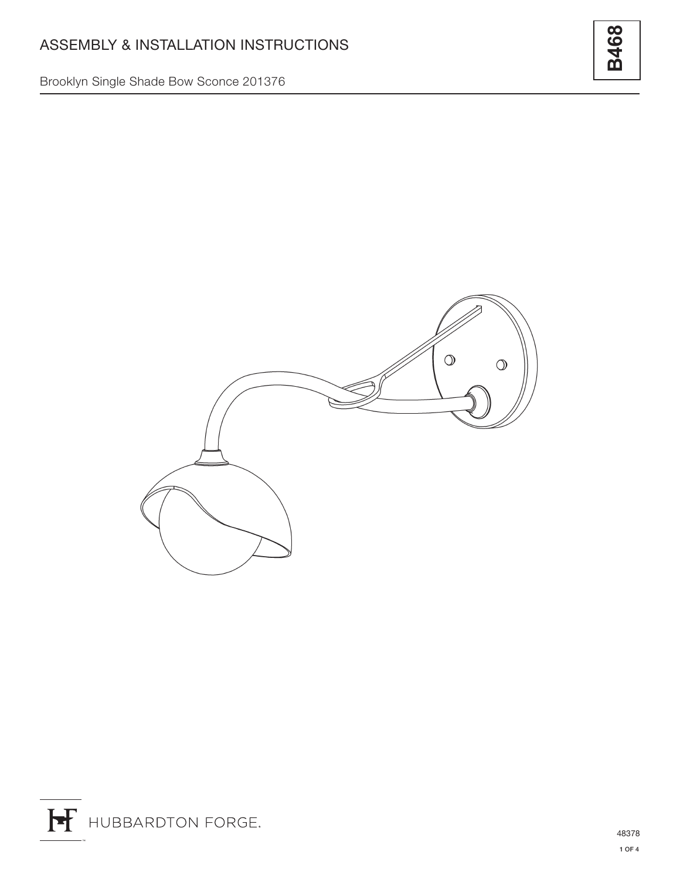# ASSEMBLY & INSTALLATION INSTRUCTIONS

Brooklyn Single Shade Bow Sconce 201376

**B468**

HUBBARDTON FORGE.

48378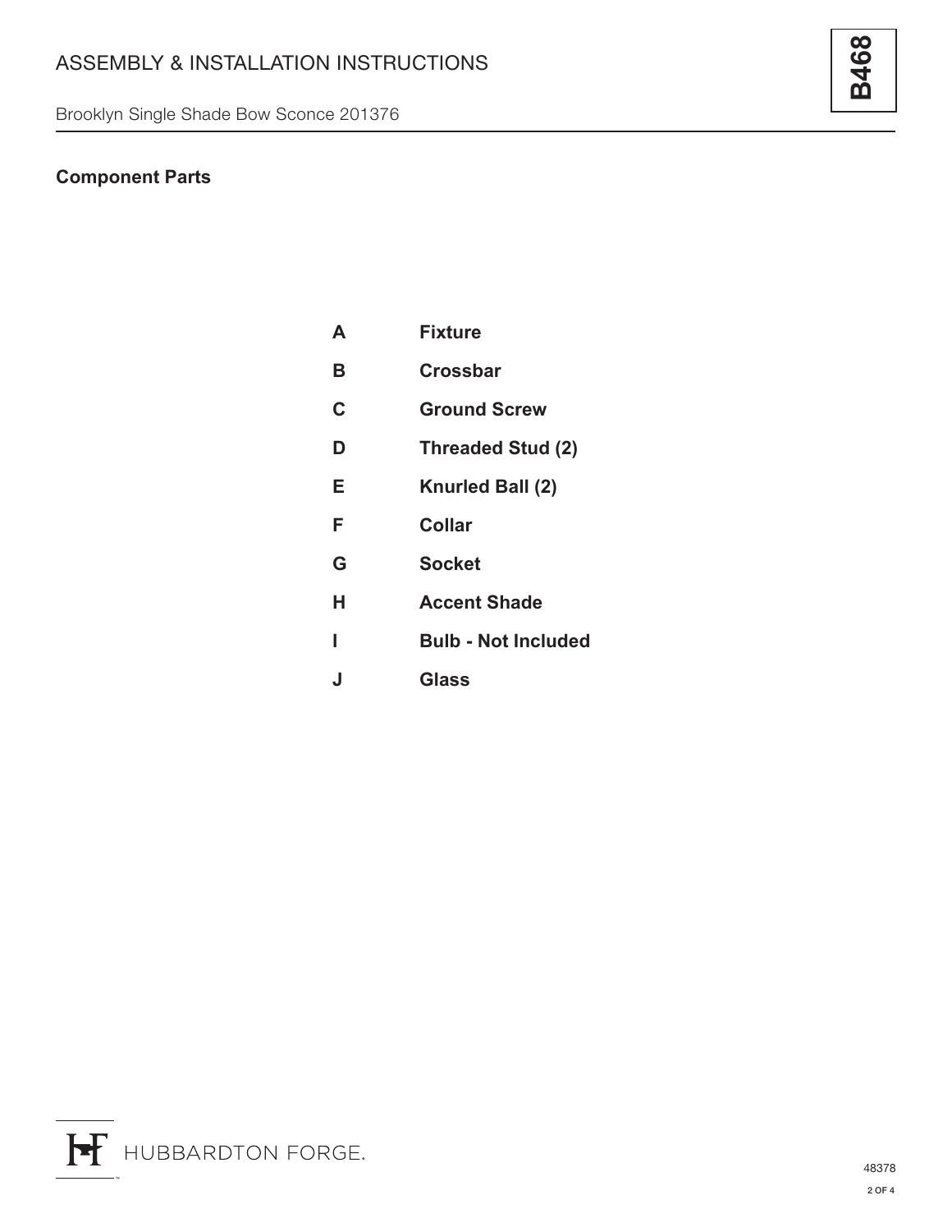# ASSEMBLY & INSTALLATION INSTRUCTIONS

Brooklyn Single Shade Bow Sconce 201376

**B468**

## Component Parts

| | |
|---|---|
| **A** | **Fixture** |
| **B** | **Crossbar** |
| **C** | **Ground Screw** |
| **D** | **Threaded Stud (2)** |
| **E** | **Knurled Ball (2)** |
| **F** | **Collar** |
| **G** | **Socket** |
| **H** | **Accent Shade** |
| **I** | **Bulb - Not Included** |
| **J** | **Glass** |

HUBBARDTON FORGE.

48378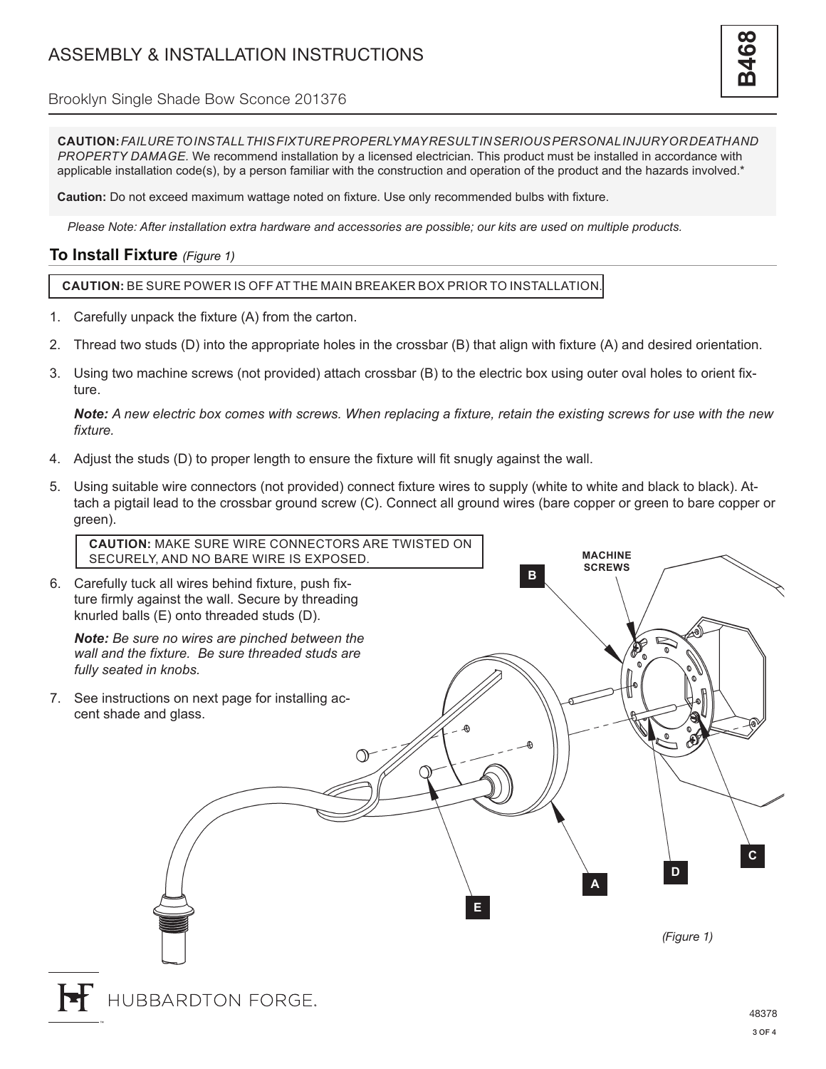# ASSEMBLY & INSTALLATION INSTRUCTIONS

**B468**

Brooklyn Single Shade Bow Sconce 201376

**CAUTION:** *FAILURE TO INSTALL THIS FIXTURE PROPERLY MAY RESULT IN SERIOUS PERSONAL INJURY OR DEATH AND PROPERTY DAMAGE.* We recommend installation by a licensed electrician. This product must be installed in accordance with applicable installation code(s), by a person familiar with the construction and operation of the product and the hazards involved.*

**Caution:** Do not exceed maximum wattage noted on fixture. Use only recommended bulbs with fixture.

*Please Note: After installation extra hardware and accessories are possible; our kits are used on multiple products.*

## To Install Fixture *(Figure 1)*

**CAUTION:** BE SURE POWER IS OFF AT THE MAIN BREAKER BOX PRIOR TO INSTALLATION.

1. Carefully unpack the fixture (A) from the carton.
2. Thread two studs (D) into the appropriate holes in the crossbar (B) that align with fixture (A) and desired orientation.
3. Using two machine screws (not provided) attach crossbar (B) to the electric box using outer oval holes to orient fixture.

   ***Note:** A new electric box comes with screws. When replacing a fixture, retain the existing screws for use with the new fixture.*

4. Adjust the studs (D) to proper length to ensure the fixture will fit snugly against the wall.
5. Using suitable wire connectors (not provided) connect fixture wires to supply (white to white and black to black). Attach a pigtail lead to the crossbar ground screw (C). Connect all ground wires (bare copper or green to bare copper or green).

   **CAUTION:** MAKE SURE WIRE CONNECTORS ARE TWISTED ON SECURELY, AND NO BARE WIRE IS EXPOSED.

6. Carefully tuck all wires behind fixture, push fixture firmly against the wall. Secure by threading knurled balls (E) onto threaded studs (D).

   ***Note:** Be sure no wires are pinched between the wall and the fixture. Be sure threaded studs are fully seated in knobs.*

7. See instructions on next page for installing accent shade and glass.

B  MACHINE SCREWS  C  D  A  E

*(Figure 1)*

HUBBARDTON FORGE.

48378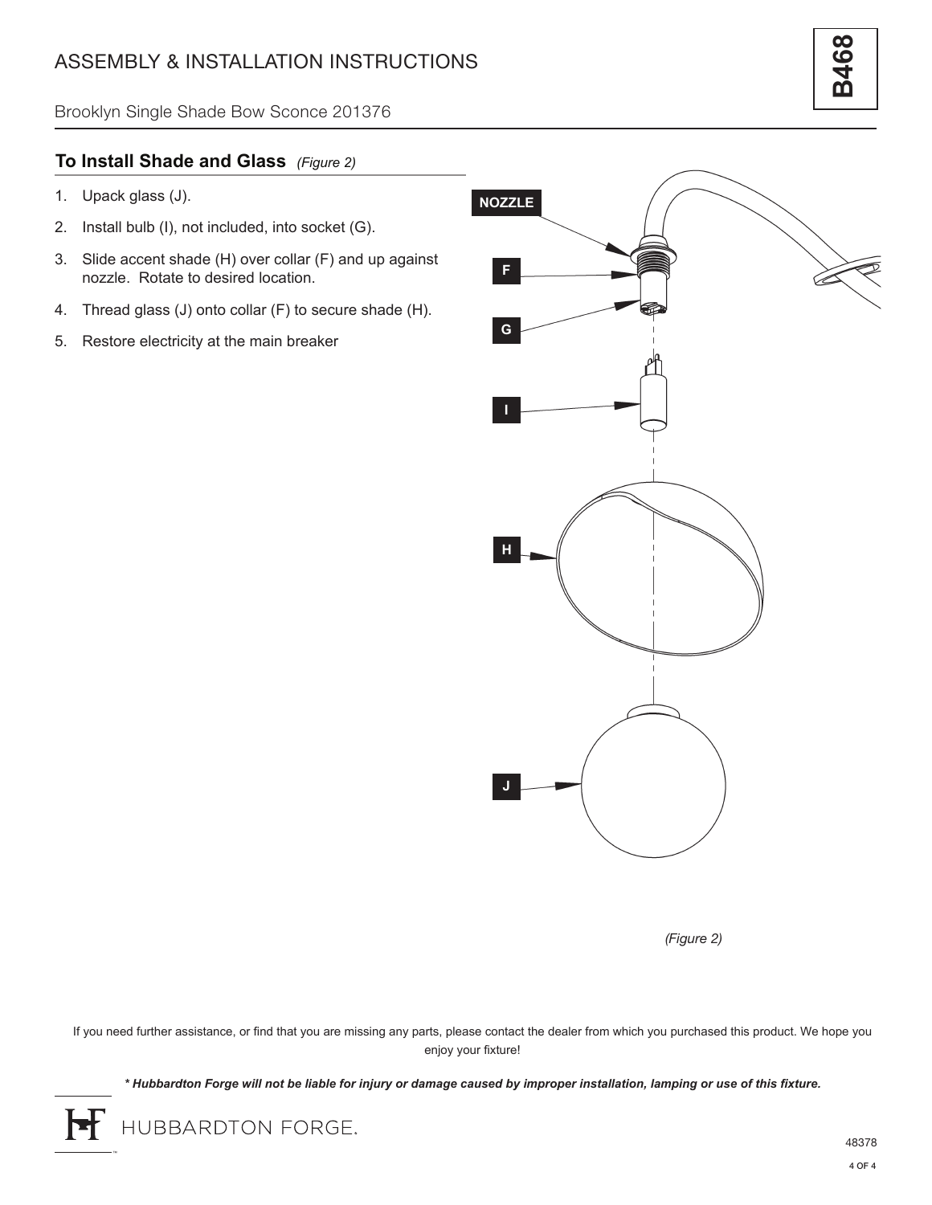# ASSEMBLY & INSTALLATION INSTRUCTIONS

Brooklyn Single Shade Bow Sconce 201376

B468

## To Install Shade and Glass *(Figure 2)*

1. Upack glass (J).
2. Install bulb (I), not included, into socket (G).
3. Slide accent shade (H) over collar (F) and up against nozzle. Rotate to desired location.
4. Thread glass (J) onto collar (F) to secure shade (H).
5. Restore electricity at the main breaker

NOZZLE

F

G

I

H

J

*(Figure 2)*

If you need further assistance, or find that you are missing any parts, please contact the dealer from which you purchased this product. We hope you enjoy your fixture!

***\* Hubbardton Forge will not be liable for injury or damage caused by improper installation, lamping or use of this fixture.***

HUBBARDTON FORGE.

48378